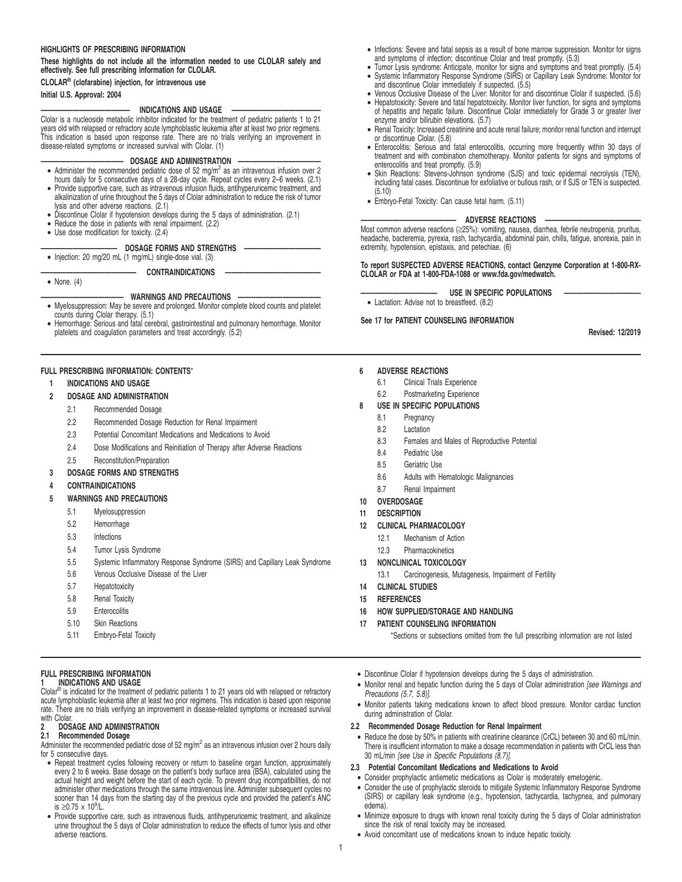**HIGHLIGHTS OF PRESCRIBING INFORMATION**

**These highlights do not include all the information needed to use CLOLAR safely and effectively. See full prescribing information for CLOLAR.**

**CLOLAR® (clofarabine) injection, for intravenous use**

**Initial U.S. Approval: 2004**

**INDICATIONS AND USAGE**

Clolar is a nucleoside metabolic inhibitor indicated for the treatment of pediatric patients 1 to 21 years old with relapsed or refractory acute lymphoblastic leukemia after at least two prior regimens. This indication is based upon response rate. There are no trials verifying an improvement in disease-related symptoms or increased survival with Clolar. (1)

**DOSAGE AND ADMINISTRATION**

- Administer the recommended pediatric dose of 52 mg/m$^2$ as an intravenous infusion over 2 hours daily for 5 consecutive days of a 28-day cycle. Repeat cycles every 2–6 weeks. (2.1)
- Provide supportive care, such as intravenous infusion fluids, antihyperuricemic treatment, and alkalinization of urine throughout the 5 days of Clolar administration to reduce the risk of tumor lysis and other adverse reactions. (2.1)
- Discontinue Clolar if hypotension develops during the 5 days of administration. (2.1)
- Reduce the dose in patients with renal impairment. (2.2)
- Use dose modification for toxicity. (2.4)

**DOSAGE FORMS AND STRENGTHS**

- Injection: 20 mg/20 mL (1 mg/mL) single-dose vial. (3)

**CONTRAINDICATIONS**

- None. (4)

**WARNINGS AND PRECAUTIONS**

- Myelosuppression: May be severe and prolonged. Monitor complete blood counts and platelet counts during Clolar therapy. (5.1)
- Hemorrhage: Serious and fatal cerebral, gastrointestinal and pulmonary hemorrhage. Monitor platelets and coagulation parameters and treat accordingly. (5.2)
- Infections: Severe and fatal sepsis as a result of bone marrow suppression. Monitor for signs and symptoms of infection; discontinue Clolar and treat promptly. (5.3)
- Tumor Lysis syndrome: Anticipate, monitor for signs and symptoms and treat promptly. (5.4)
- Systemic Inflammatory Response Syndrome (SIRS) or Capillary Leak Syndrome: Monitor for and discontinue Clolar immediately if suspected. (5.5)
- Venous Occlusive Disease of the Liver: Monitor for and discontinue Clolar if suspected. (5.6)
- Hepatotoxicity: Severe and fatal hepatotoxicity. Monitor liver function, for signs and symptoms of hepatitis and hepatic failure. Discontinue Clolar immediately for Grade 3 or greater liver enzyme and/or bilirubin elevations. (5.7)
- Renal Toxicity: Increased creatinine and acute renal failure; monitor renal function and interrupt or discontinue Clolar. (5.8)
- Enterocolitis: Serious and fatal enterocolitis, occurring more frequently within 30 days of treatment and with combination chemotherapy. Monitor patients for signs and symptoms of enterocolitis and treat promptly. (5.9)
- Skin Reactions: Stevens-Johnson syndrome (SJS) and toxic epidermal necrolysis (TEN), including fatal cases. Discontinue for exfoliative or bullous rash, or if SJS or TEN is suspected. (5.10)
- Embryo-Fetal Toxicity: Can cause fetal harm. (5.11)

**ADVERSE REACTIONS**

Most common adverse reactions (≥25%): vomiting, nausea, diarrhea, febrile neutropenia, pruritus, headache, bacteremia, pyrexia, rash, tachycardia, abdominal pain, chills, fatigue, anorexia, pain in extremity, hypotension, epistaxis, and petechiae. (6)

**To report SUSPECTED ADVERSE REACTIONS, contact Genzyme Corporation at 1-800-RX-CLOLAR or FDA at 1-800-FDA-1088 or www.fda.gov/medwatch.**

**USE IN SPECIFIC POPULATIONS**

- Lactation: Advise not to breastfeed. (8.2)

**See 17 for PATIENT COUNSELING INFORMATION**

**Revised: 12/2019**

---

**FULL PRESCRIBING INFORMATION: CONTENTS***

**1 INDICATIONS AND USAGE**

**2 DOSAGE AND ADMINISTRATION**
- 2.1 Recommended Dosage
- 2.2 Recommended Dosage Reduction for Renal Impairment
- 2.3 Potential Concomitant Medications and Medications to Avoid
- 2.4 Dose Modifications and Reinitiation of Therapy after Adverse Reactions
- 2.5 Reconstitution/Preparation

**3 DOSAGE FORMS AND STRENGTHS**

**4 CONTRAINDICATIONS**

**5 WARNINGS AND PRECAUTIONS**
- 5.1 Myelosuppression
- 5.2 Hemorrhage
- 5.3 Infections
- 5.4 Tumor Lysis Syndrome
- 5.5 Systemic Inflammatory Response Syndrome (SIRS) and Capillary Leak Syndrome
- 5.6 Venous Occlusive Disease of the Liver
- 5.7 Hepatotoxicity
- 5.8 Renal Toxicity
- 5.9 Enterocolitis
- 5.10 Skin Reactions
- 5.11 Embryo-Fetal Toxicity

**6 ADVERSE REACTIONS**
- 6.1 Clinical Trials Experience
- 6.2 Postmarketing Experience

**8 USE IN SPECIFIC POPULATIONS**
- 8.1 Pregnancy
- 8.2 Lactation
- 8.3 Females and Males of Reproductive Potential
- 8.4 Pediatric Use
- 8.5 Geriatric Use
- 8.6 Adults with Hematologic Malignancies
- 8.7 Renal Impairment

**10 OVERDOSAGE**

**11 DESCRIPTION**

**12 CLINICAL PHARMACOLOGY**
- 12.1 Mechanism of Action
- 12.3 Pharmacokinetics

**13 NONCLINICAL TOXICOLOGY**
- 13.1 Carcinogenesis, Mutagenesis, Impairment of Fertility

**14 CLINICAL STUDIES**

**15 REFERENCES**

**16 HOW SUPPLIED/STORAGE AND HANDLING**

**17 PATIENT COUNSELING INFORMATION**

*Sections or subsections omitted from the full prescribing information are not listed

---

# FULL PRESCRIBING INFORMATION

## 1 INDICATIONS AND USAGE

Clolar® is indicated for the treatment of pediatric patients 1 to 21 years old with relapsed or refractory acute lymphoblastic leukemia after at least two prior regimens. This indication is based upon response rate. There are no trials verifying an improvement in disease-related symptoms or increased survival with Clolar.

## 2 DOSAGE AND ADMINISTRATION

### 2.1 Recommended Dosage

Administer the recommended pediatric dose of 52 mg/m$^2$ as an intravenous infusion over 2 hours daily for 5 consecutive days.

- Repeat treatment cycles following recovery or return to baseline organ function, approximately every 2 to 6 weeks. Base dosage on the patient's body surface area (BSA), calculated using the actual height and weight before the start of each cycle. To prevent drug incompatibilities, do not administer other medications through the same intravenous line. Administer subsequent cycles no sooner than 14 days from the starting day of the previous cycle and provided the patient's ANC is ≥0.75 × 10$^9$/L.
- Provide supportive care, such as intravenous fluids, antihyperuricemic treatment, and alkalinize urine throughout the 5 days of Clolar administration to reduce the effects of tumor lysis and other adverse reactions.
- Discontinue Clolar if hypotension develops during the 5 days of administration.
- Monitor renal and hepatic function during the 5 days of Clolar administration *[see Warnings and Precautions (5.7, 5.8)]*.
- Monitor patients taking medications known to affect blood pressure. Monitor cardiac function during administration of Clolar.

### 2.2 Recommended Dosage Reduction for Renal Impairment

- Reduce the dose by 50% in patients with creatinine clearance (CrCL) between 30 and 60 mL/min. There is insufficient information to make a dosage recommendation in patients with CrCL less than 30 mL/min *[see Use in Specific Populations (8.7)]*.

### 2.3 Potential Concomitant Medications and Medications to Avoid

- Consider prophylactic antiemetic medications as Clolar is moderately emetogenic.
- Consider the use of prophylactic steroids to mitigate Systemic Inflammatory Response Syndrome (SIRS) or capillary leak syndrome (e.g., hypotension, tachycardia, tachypnea, and pulmonary edema).
- Minimize exposure to drugs with known renal toxicity during the 5 days of Clolar administration since the risk of renal toxicity may be increased.
- Avoid concomitant use of medications known to induce hepatic toxicity.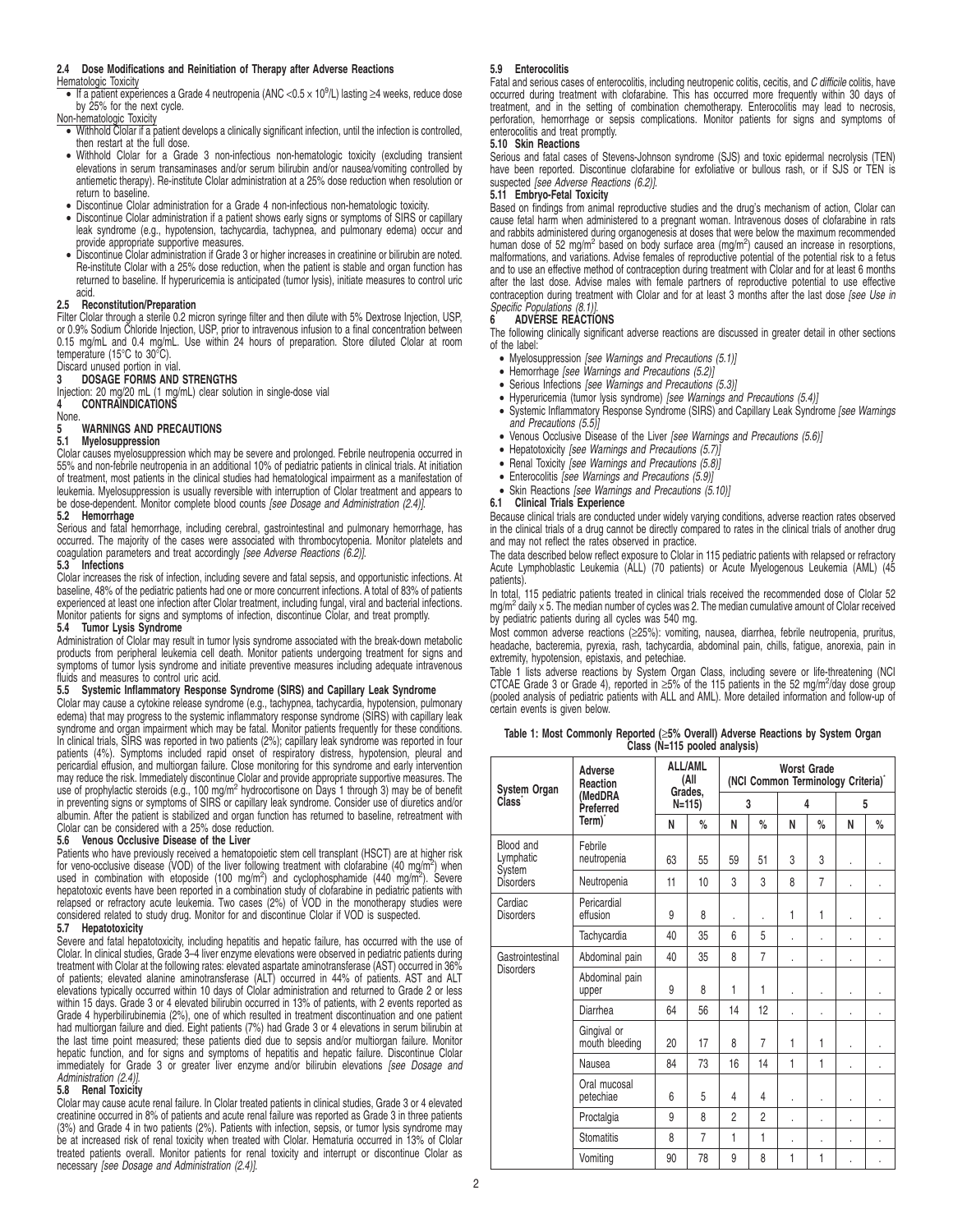### 2.4 Dose Modifications and Reinitiation of Therapy after Adverse Reactions

Hematologic Toxicity

- If a patient experiences a Grade 4 neutropenia (ANC <0.5 × $10^9$/L) lasting ≥4 weeks, reduce dose by 25% for the next cycle.

Non-hematologic Toxicity

- Withhold Clolar if a patient develops a clinically significant infection, until the infection is controlled, then restart at the full dose.
- Withhold Clolar for a Grade 3 non-infectious non-hematologic toxicity (excluding transient elevations in serum transaminases and/or serum bilirubin and/or nausea/vomiting controlled by antiemetic therapy). Re-institute Clolar administration at a 25% dose reduction when resolution or return to baseline.
- Discontinue Clolar administration for a Grade 4 non-infectious non-hematologic toxicity.
- Discontinue Clolar administration if a patient shows early signs or symptoms of SIRS or capillary leak syndrome (e.g., hypotension, tachycardia, tachypnea, and pulmonary edema) occur and provide appropriate supportive measures.
- Discontinue Clolar administration if Grade 3 or higher increases in creatinine or bilirubin are noted. Re-institute Clolar with a 25% dose reduction, when the patient is stable and organ function has returned to baseline. If hyperuricemia is anticipated (tumor lysis), initiate measures to control uric acid.

### 2.5 Reconstitution/Preparation

Filter Clolar through a sterile 0.2 micron syringe filter and then dilute with 5% Dextrose Injection, USP, or 0.9% Sodium Chloride Injection, USP, prior to intravenous infusion to a final concentration between 0.15 mg/mL and 0.4 mg/mL. Use within 24 hours of preparation. Store diluted Clolar at room temperature (15°C to 30°C).

Discard unused portion in vial.

## 3 DOSAGE FORMS AND STRENGTHS

Injection: 20 mg/20 mL (1 mg/mL) clear solution in single-dose vial

## 4 CONTRAINDICATIONS

None.

## 5 WARNINGS AND PRECAUTIONS

### 5.1 Myelosuppression

Clolar causes myelosuppression which may be severe and prolonged. Febrile neutropenia occurred in 55% and non-febrile neutropenia in an additional 10% of pediatric patients in clinical trials. At initiation of treatment, most patients in the clinical studies had hematological impairment as a manifestation of leukemia. Myelosuppression is usually reversible with interruption of Clolar treatment and appears to be dose-dependent. Monitor complete blood counts *[see Dosage and Administration (2.4)]*.

### 5.2 Hemorrhage

Serious and fatal hemorrhage, including cerebral, gastrointestinal and pulmonary hemorrhage, has occurred. The majority of the cases were associated with thrombocytopenia. Monitor platelets and coagulation parameters and treat accordingly *[see Adverse Reactions (6.2)]*.

### 5.3 Infections

Clolar increases the risk of infection, including severe and fatal sepsis, and opportunistic infections. At baseline, 48% of the pediatric patients had one or more concurrent infections. A total of 83% of patients experienced at least one infection after Clolar treatment, including fungal, viral and bacterial infections. Monitor patients for signs and symptoms of infection, discontinue Clolar, and treat promptly.

### 5.4 Tumor Lysis Syndrome

Administration of Clolar may result in tumor lysis syndrome associated with the break-down metabolic products from peripheral leukemia cell death. Monitor patients undergoing treatment for signs and symptoms of tumor lysis syndrome and initiate preventive measures including adequate intravenous fluids and measures to control uric acid.

### 5.5 Systemic Inflammatory Response Syndrome (SIRS) and Capillary Leak Syndrome

Clolar may cause a cytokine release syndrome (e.g., tachypnea, tachycardia, hypotension, pulmonary edema) that may progress to the systemic inflammatory response syndrome (SIRS) with capillary leak syndrome and organ impairment which may be fatal. Monitor patients frequently for these conditions. In clinical trials, SIRS was reported in two patients (2%); capillary leak syndrome was reported in four patients (4%). Symptoms included rapid onset of respiratory distress, hypotension, pleural and pericardial effusion, and multiorgan failure. Close monitoring for this syndrome and early intervention may reduce the risk. Immediately discontinue Clolar and provide appropriate supportive measures. The use of prophylactic steroids (e.g., 100 mg/$m^2$ hydrocortisone on Days 1 through 3) may be of benefit in preventing signs or symptoms of SIRS or capillary leak syndrome. Consider use of diuretics and/or albumin. After the patient is stabilized and organ function has returned to baseline, retreatment with Clolar can be considered with a 25% dose reduction.

### 5.6 Venous Occlusive Disease of the Liver

Patients who have previously received a hematopoietic stem cell transplant (HSCT) are at higher risk for veno-occlusive disease (VOD) of the liver following treatment with clofarabine (40 mg/$m^2$) when used in combination with etoposide (100 mg/$m^2$) and cyclophosphamide (440 mg/$m^2$). Severe hepatotoxic events have been reported in a combination study of clofarabine in pediatric patients with relapsed or refractory acute leukemia. Two cases (2%) of VOD in the monotherapy studies were considered related to study drug. Monitor for and discontinue Clolar if VOD is suspected.

### 5.7 Hepatotoxicity

Severe and fatal hepatotoxicity, including hepatitis and hepatic failure, has occurred with the use of Clolar. In clinical studies, Grade 3–4 liver enzyme elevations were observed in pediatric patients during treatment with Clolar at the following rates: elevated aspartate aminotransferase (AST) occurred in 36% of patients; elevated alanine aminotransferase (ALT) occurred in 44% of patients. AST and ALT elevations typically occurred within 10 days of Clolar administration and returned to Grade 2 or less within 15 days. Grade 3 or 4 elevated bilirubin occurred in 13% of patients, with 2 events reported as Grade 4 hyperbilirubinemia (2%), one of which resulted in treatment discontinuation and one patient had multiorgan failure and died. Eight patients (7%) had Grade 3 or 4 elevations in serum bilirubin at the last time point measured; these patients died due to sepsis and/or multiorgan failure. Monitor hepatic function, and for signs and symptoms of hepatitis and hepatic failure. Discontinue Clolar immediately for Grade 3 or greater liver enzyme and/or bilirubin elevations *[see Dosage and Administration (2.4)]*.

### 5.8 Renal Toxicity

Clolar may cause acute renal failure. In Clolar treated patients in clinical studies, Grade 3 or 4 elevated creatinine occurred in 8% of patients and acute renal failure was reported as Grade 3 in three patients (3%) and Grade 4 in two patients (2%). Patients with infection, sepsis, or tumor lysis syndrome may be at increased risk of renal toxicity when treated with Clolar. Hematuria occurred in 13% of Clolar treated patients overall. Monitor patients for renal toxicity and interrupt or discontinue Clolar as necessary *[see Dosage and Administration (2.4)]*.

### 5.9 Enterocolitis

Fatal and serious cases of enterocolitis, including neutropenic colitis, cecitis, and *C difficile* colitis, have occurred during treatment with clofarabine. This has occurred more frequently within 30 days of treatment, and in the setting of combination chemotherapy. Enterocolitis may lead to necrosis, perforation, hemorrhage or sepsis complications. Monitor patients for signs and symptoms of enterocolitis and treat promptly.

### 5.10 Skin Reactions

Serious and fatal cases of Stevens-Johnson syndrome (SJS) and toxic epidermal necrolysis (TEN) have been reported. Discontinue clofarabine for exfoliative or bullous rash, or if SJS or TEN is suspected *[see Adverse Reactions (6.2)]*.

### 5.11 Embryo-Fetal Toxicity

Based on findings from animal reproductive studies and the drug's mechanism of action, Clolar can cause fetal harm when administered to a pregnant woman. Intravenous doses of clofarabine in rats and rabbits administered during organogenesis at doses that were below the maximum recommended human dose of 52 mg/$m^2$ based on body surface area (mg/$m^2$) caused an increase in resorptions, malformations, and variations. Advise females of reproductive potential of the potential risk to a fetus and to use an effective method of contraception during treatment with Clolar and for at least 6 months after the last dose. Advise males with female partners of reproductive potential to use effective contraception during treatment with Clolar and for at least 3 months after the last dose *[see Use in Specific Populations (8.1)]*.

## 6 ADVERSE REACTIONS

The following clinically significant adverse reactions are discussed in greater detail in other sections of the label:

- Myelosuppression *[see Warnings and Precautions (5.1)]*
- Hemorrhage *[see Warnings and Precautions (5.2)]*
- Serious Infections *[see Warnings and Precautions (5.3)]*
- Hyperuricemia (tumor lysis syndrome) *[see Warnings and Precautions (5.4)]*
- Systemic Inflammatory Response Syndrome (SIRS) and Capillary Leak Syndrome *[see Warnings and Precautions (5.5)]*
- Venous Occlusive Disease of the Liver *[see Warnings and Precautions (5.6)]*
- Hepatotoxicity *[see Warnings and Precautions (5.7)]*
- Renal Toxicity *[see Warnings and Precautions (5.8)]*
- Enterocolitis *[see Warnings and Precautions (5.9)]*
- Skin Reactions *[see Warnings and Precautions (5.10)]*

### 6.1 Clinical Trials Experience

Because clinical trials are conducted under widely varying conditions, adverse reaction rates observed in the clinical trials of a drug cannot be directly compared to rates in the clinical trials of another drug and may not reflect the rates observed in practice.

The data described below reflect exposure to Clolar in 115 pediatric patients with relapsed or refractory Acute Lymphoblastic Leukemia (ALL) (70 patients) or Acute Myelogenous Leukemia (AML) (45 patients).

In total, 115 pediatric patients treated in clinical trials received the recommended dose of Clolar 52 mg/$m^2$ daily × 5. The median number of cycles was 2. The median cumulative amount of Clolar received by pediatric patients during all cycles was 540 mg.

Most common adverse reactions (≥25%): vomiting, nausea, diarrhea, febrile neutropenia, pruritus, headache, bacteremia, pyrexia, rash, tachycardia, abdominal pain, chills, fatigue, anorexia, pain in extremity, hypotension, epistaxis, and petechiae.

Table 1 lists adverse reactions by System Organ Class, including severe or life-threatening (NCI CTCAE Grade 3 or Grade 4), reported in ≥5% of the 115 patients in the 52 mg/$m^2$/day dose group (pooled analysis of pediatric patients with ALL and AML). More detailed information and follow-up of certain events is given below.

**Table 1: Most Commonly Reported (≥5% Overall) Adverse Reactions by System Organ Class (N=115 pooled analysis)**

| System Organ Class* | Adverse Reaction (MedDRA Preferred Term)* | ALL/AML (All Grades, N=115) | | Worst Grade (NCI Common Terminology Criteria)* | | | | | |
|---|---|---|---|---|---|---|---|---|---|
| | | | | 3 | | 4 | | 5 | |
| | | N | % | N | % | N | % | N | % |
| Blood and Lymphatic System Disorders | Febrile neutropenia | 63 | 55 | 59 | 51 | 3 | 3 | . | . |
| | Neutropenia | 11 | 10 | 3 | 3 | 8 | 7 | . | . |
| Cardiac Disorders | Pericardial effusion | 9 | 8 | . | . | 1 | 1 | . | . |
| | Tachycardia | 40 | 35 | 6 | 5 | . | . | . | . |
| Gastrointestinal Disorders | Abdominal pain | 40 | 35 | 8 | 7 | . | . | . | . |
| | Abdominal pain upper | 9 | 8 | 1 | 1 | . | . | . | . |
| | Diarrhea | 64 | 56 | 14 | 12 | . | . | . | . |
| | Gingival or mouth bleeding | 20 | 17 | 8 | 7 | 1 | 1 | . | . |
| | Nausea | 84 | 73 | 16 | 14 | 1 | 1 | . | . |
| | Oral mucosal petechiae | 6 | 5 | 4 | 4 | . | . | . | . |
| | Proctalgia | 9 | 8 | 2 | 2 | . | . | . | . |
| | Stomatitis | 8 | 7 | 1 | 1 | . | . | . | . |
| | Vomiting | 90 | 78 | 9 | 8 | 1 | 1 | . | . |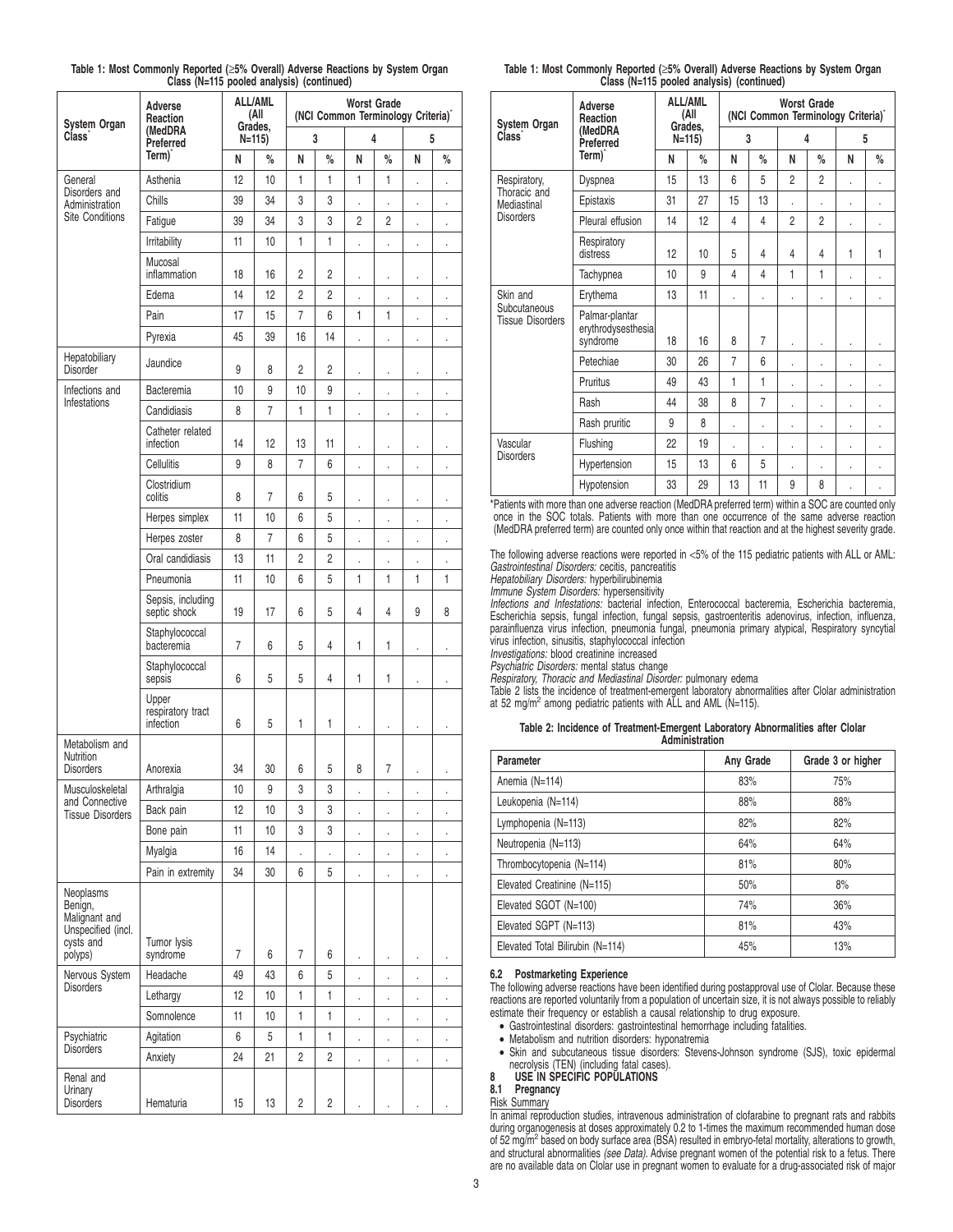**Table 1: Most Commonly Reported (≥5% Overall) Adverse Reactions by System Organ Class (N=115 pooled analysis) (continued)**

| System Organ Class* | Adverse Reaction (MedDRA Preferred Term)* | ALL/AML (All Grades, N=115) | | Worst Grade (NCI Common Terminology Criteria)* | | | | | |
|---|---|---|---|---|---|---|---|---|---|
| | | | | 3 | | 4 | | 5 | |
| | | N | % | N | % | N | % | N | % |
| General Disorders and Administration Site Conditions | Asthenia | 12 | 10 | 1 | 1 | 1 | 1 | . | . |
| | Chills | 39 | 34 | 3 | 3 | . | . | . | . |
| | Fatigue | 39 | 34 | 3 | 3 | 2 | 2 | . | . |
| | Irritability | 11 | 10 | 1 | 1 | . | . | . | . |
| | Mucosal inflammation | 18 | 16 | 2 | 2 | . | . | . | . |
| | Edema | 14 | 12 | 2 | 2 | . | . | . | . |
| | Pain | 17 | 15 | 7 | 6 | 1 | 1 | . | . |
| | Pyrexia | 45 | 39 | 16 | 14 | . | . | . | . |
| Hepatobiliary Disorder | Jaundice | 9 | 8 | 2 | 2 | . | . | . | . |
| Infections and Infestations | Bacteremia | 10 | 9 | 10 | 9 | . | . | . | . |
| | Candidiasis | 8 | 7 | 1 | 1 | . | . | . | . |
| | Catheter related infection | 14 | 12 | 13 | 11 | . | . | . | . |
| | Cellulitis | 9 | 8 | 7 | 6 | . | . | . | . |
| | Clostridium colitis | 8 | 7 | 6 | 5 | . | . | . | . |
| | Herpes simplex | 11 | 10 | 6 | 5 | . | . | . | . |
| | Herpes zoster | 8 | 7 | 6 | 5 | . | . | . | . |
| | Oral candidiasis | 13 | 11 | 2 | 2 | . | . | . | . |
| | Pneumonia | 11 | 10 | 6 | 5 | 1 | 1 | 1 | 1 |
| | Sepsis, including septic shock | 19 | 17 | 6 | 5 | 4 | 4 | 9 | 8 |
| | Staphylococcal bacteremia | 7 | 6 | 5 | 4 | 1 | 1 | . | . |
| | Staphylococcal sepsis | 6 | 5 | 5 | 4 | 1 | 1 | . | . |
| | Upper respiratory tract infection | 6 | 5 | 1 | 1 | . | . | . | . |
| Metabolism and Nutrition Disorders | Anorexia | 34 | 30 | 6 | 5 | 8 | 7 | . | . |
| Musculoskeletal and Connective Tissue Disorders | Arthralgia | 10 | 9 | 3 | 3 | . | . | . | . |
| | Back pain | 12 | 10 | 3 | 3 | . | . | . | . |
| | Bone pain | 11 | 10 | 3 | 3 | . | . | . | . |
| | Myalgia | 16 | 14 | . | . | . | . | . | . |
| | Pain in extremity | 34 | 30 | 6 | 5 | . | . | . | . |
| Neoplasms Benign, Malignant and Unspecified (incl. cysts and polyps) | Tumor lysis syndrome | 7 | 6 | 7 | 6 | . | . | . | . |
| Nervous System Disorders | Headache | 49 | 43 | 6 | 5 | . | . | . | . |
| | Lethargy | 12 | 10 | 1 | 1 | . | . | . | . |
| | Somnolence | 11 | 10 | 1 | 1 | . | . | . | . |
| Psychiatric Disorders | Agitation | 6 | 5 | 1 | 1 | . | . | . | . |
| | Anxiety | 24 | 21 | 2 | 2 | . | . | . | . |
| Renal and Urinary Disorders | Hematuria | 15 | 13 | 2 | 2 | . | . | . | . |
| Respiratory, Thoracic and Mediastinal Disorders | Dyspnea | 15 | 13 | 6 | 5 | 2 | 2 | . | . |
| | Epistaxis | 31 | 27 | 15 | 13 | . | . | . | . |
| | Pleural effusion | 14 | 12 | 4 | 4 | 2 | 2 | . | . |
| | Respiratory distress | 12 | 10 | 5 | 4 | 4 | 4 | 1 | 1 |
| | Tachypnea | 10 | 9 | 4 | 4 | 1 | 1 | . | . |
| Skin and Subcutaneous Tissue Disorders | Erythema | 13 | 11 | . | . | . | . | . | . |
| | Palmar-plantar erythrodysesthesia syndrome | 18 | 16 | 8 | 7 | . | . | . | . |
| | Petechiae | 30 | 26 | 7 | 6 | . | . | . | . |
| | Pruritus | 49 | 43 | 1 | 1 | . | . | . | . |
| | Rash | 44 | 38 | 8 | 7 | . | . | . | . |
| | Rash pruritic | 9 | 8 | . | . | . | . | . | . |
| Vascular Disorders | Flushing | 22 | 19 | . | . | . | . | . | . |
| | Hypertension | 15 | 13 | 6 | 5 | . | . | . | . |
| | Hypotension | 33 | 29 | 13 | 11 | 9 | 8 | . | . |

*Patients with more than one adverse reaction (MedDRA preferred term) within a SOC are counted only once in the SOC totals. Patients with more than one occurrence of the same adverse reaction (MedDRA preferred term) are counted only once within that reaction and at the highest severity grade.

The following adverse reactions were reported in <5% of the 115 pediatric patients with ALL or AML:
*Gastrointestinal Disorders:* cecitis, pancreatitis
*Hepatobiliary Disorders:* hyperbilirubinemia
*Immune System Disorders:* hypersensitivity
*Infections and Infestations:* bacterial infection, Enterococcal bacteremia, Escherichia bacteremia, Escherichia sepsis, fungal infection, fungal sepsis, gastroenteritis adenovirus, infection, influenza, parainfluenza virus infection, pneumonia fungal, pneumonia primary atypical, Respiratory syncytial virus infection, sinusitis, staphylococcal infection
*Investigations:* blood creatinine increased
*Psychiatric Disorders:* mental status change
*Respiratory, Thoracic and Mediastinal Disorder:* pulmonary edema

Table 2 lists the incidence of treatment-emergent laboratory abnormalities after Clolar administration at 52 mg/m² among pediatric patients with ALL and AML (N=115).

**Table 2: Incidence of Treatment-Emergent Laboratory Abnormalities after Clolar Administration**

| Parameter | Any Grade | Grade 3 or higher |
|---|---|---|
| Anemia (N=114) | 83% | 75% |
| Leukopenia (N=114) | 88% | 88% |
| Lymphopenia (N=113) | 82% | 82% |
| Neutropenia (N=113) | 64% | 64% |
| Thrombocytopenia (N=114) | 81% | 80% |
| Elevated Creatinine (N=115) | 50% | 8% |
| Elevated SGOT (N=100) | 74% | 36% |
| Elevated SGPT (N=113) | 81% | 43% |
| Elevated Total Bilirubin (N=114) | 45% | 13% |

### 6.2 Postmarketing Experience

The following adverse reactions have been identified during postapproval use of Clolar. Because these reactions are reported voluntarily from a population of uncertain size, it is not always possible to reliably estimate their frequency or establish a causal relationship to drug exposure.

- Gastrointestinal disorders: gastrointestinal hemorrhage including fatalities.
- Metabolism and nutrition disorders: hyponatremia
- Skin and subcutaneous tissue disorders: Stevens-Johnson syndrome (SJS), toxic epidermal necrolysis (TEN) (including fatal cases).

## 8 USE IN SPECIFIC POPULATIONS

### 8.1 Pregnancy

Risk Summary

In animal reproduction studies, intravenous administration of clofarabine to pregnant rats and rabbits during organogenesis at doses approximately 0.2 to 1-times the maximum recommended human dose of 52 mg/m² based on body surface area (BSA) resulted in embryo-fetal mortality, alterations to growth, and structural abnormalities *(see Data)*. Advise pregnant women of the potential risk to a fetus. There are no available data on Clolar use in pregnant women to evaluate for a drug-associated risk of major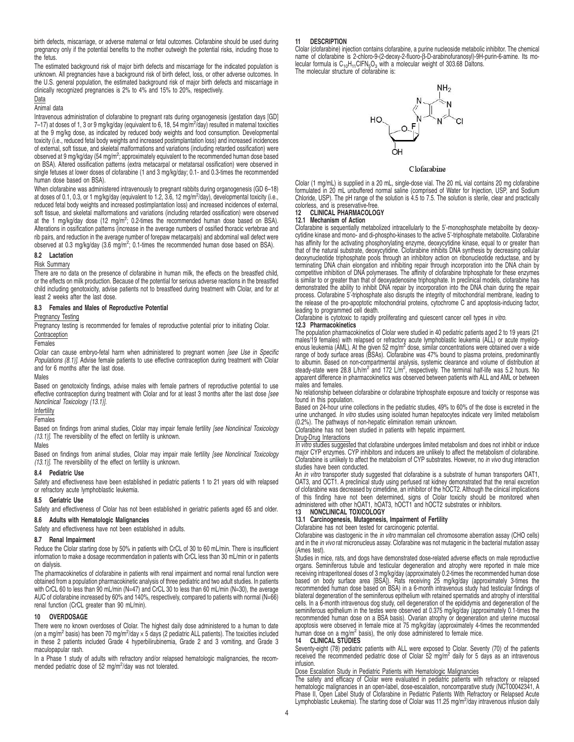birth defects, miscarriage, or adverse maternal or fetal outcomes. Clofarabine should be used during pregnancy only if the potential benefits to the mother outweigh the potential risks, including those to the fetus.

The estimated background risk of major birth defects and miscarriage for the indicated population is unknown. All pregnancies have a background risk of birth defect, loss, or other adverse outcomes. In the U.S. general population, the estimated background risk of major birth defects and miscarriage in clinically recognized pregnancies is 2% to 4% and 15% to 20%, respectively.

Data

Animal data

Intravenous administration of clofarabine to pregnant rats during organogenesis (gestation days [GD] 7–17) at doses of 1, 3 or 9 mg/kg/day (equivalent to 6, 18, 54 mg/m$^2$/day) resulted in maternal toxicities at the 9 mg/kg dose, as indicated by reduced body weights and food consumption. Developmental toxicity (i.e., reduced fetal body weights and increased postimplantation loss) and increased incidences of external, soft tissue, and skeletal malformations and variations (including retarded ossification) were observed at 9 mg/kg/day (54 mg/m$^2$; approximately equivalent to the recommended human dose based on BSA). Altered ossification patterns (extra metacarpal or metatarsal ossification) were observed in single fetuses at lower doses of clofarabine (1 and 3 mg/kg/day; 0.1- and 0.3-times the recommended human dose based on BSA).

When clofarabine was administered intravenously to pregnant rabbits during organogenesis (GD 6–18) at doses of 0.1, 0.3, or 1 mg/kg/day (equivalent to 1.2, 3.6, 12 mg/m$^2$/day), developmental toxicity (i.e., reduced fetal body weights and increased postimplantation loss) and increased incidences of external, soft tissue, and skeletal malformations and variations (including retarded ossification) were observed at the 1 mg/kg/day dose (12 mg/m$^2$; 0.2-times the recommended human dose based on BSA). Alterations in ossification patterns (increase in the average numbers of ossified thoracic vertebrae and rib pairs, and reduction in the average number of forepaw metacarpals) and abdominal wall defect were observed at 0.3 mg/kg/day (3.6 mg/m$^2$; 0.1-times the recommended human dose based on BSA).

### 8.2 Lactation

Risk Summary

There are no data on the presence of clofarabine in human milk, the effects on the breastfed child, or the effects on milk production. Because of the potential for serious adverse reactions in the breastfed child including genotoxicity, advise patients not to breastfeed during treatment with Clolar, and for at least 2 weeks after the last dose.

### 8.3 Females and Males of Reproductive Potential

Pregnancy Testing

Pregnancy testing is recommended for females of reproductive potential prior to initiating Clolar.

Contraception

Females

Clolar can cause embryo-fetal harm when administered to pregnant women *[see Use in Specific Populations (8.1)]*. Advise female patients to use effective contraception during treatment with Clolar and for 6 months after the last dose.

Males

Based on genotoxicity findings, advise males with female partners of reproductive potential to use effective contraception during treatment with Clolar and for at least 3 months after the last dose *[see Nonclinical Toxicology (13.1)]*.

Infertility

Females

Based on findings from animal studies, Clolar may impair female fertility *[see Nonclinical Toxicology (13.1)]*. The reversibility of the effect on fertility is unknown.

Males

Based on findings from animal studies, Clolar may impair male fertility *[see Nonclinical Toxicology (13.1)]*. The reversibility of the effect on fertility is unknown.

### 8.4 Pediatric Use

Safety and effectiveness have been established in pediatric patients 1 to 21 years old with relapsed or refractory acute lymphoblastic leukemia.

### 8.5 Geriatric Use

Safety and effectiveness of Clolar has not been established in geriatric patients aged 65 and older.

### 8.6 Adults with Hematologic Malignancies

Safety and effectiveness have not been established in adults.

### 8.7 Renal Impairment

Reduce the Clolar starting dose by 50% in patients with CrCL of 30 to 60 mL/min. There is insufficient information to make a dosage recommendation in patients with CrCL less than 30 mL/min or in patients on dialysis.

The pharmacokinetics of clofarabine in patients with renal impairment and normal renal function were obtained from a population pharmacokinetic analysis of three pediatric and two adult studies. In patients with CrCL 60 to less than 90 mL/min (N=47) and CrCL 30 to less than 60 mL/min (N=30), the average AUC of clofarabine increased by 60% and 140%, respectively, compared to patients with normal (N=66) renal function (CrCL greater than 90 mL/min).

## 10 OVERDOSAGE

There were no known overdoses of Clolar. The highest daily dose administered to a human to date (on a mg/m$^2$ basis) has been 70 mg/m$^2$/day × 5 days (2 pediatric ALL patients). The toxicities included in these 2 patients included Grade 4 hyperbilirubinemia, Grade 2 and 3 vomiting, and Grade 3 maculopapular rash.

In a Phase 1 study of adults with refractory and/or relapsed hematologic malignancies, the recommended pediatric dose of 52 mg/m$^2$/day was not tolerated.

## 11 DESCRIPTION

Clolar (clofarabine) injection contains clofarabine, a purine nucleoside metabolic inhibitor. The chemical name of clofarabine is 2-chloro-9-(2-deoxy-2-fluoro-β-D-arabinofuranosyl)-9H-purin-6-amine. Its molecular formula is $C_{10}H_{11}ClFN_5O_3$ with a molecular weight of 303.68 Daltons.

The molecular structure of clofarabine is:

Clofarabine

Clolar (1 mg/mL) is supplied in a 20 mL, single-dose vial. The 20 mL vial contains 20 mg clofarabine formulated in 20 mL unbuffered normal saline (comprised of Water for Injection, USP, and Sodium Chloride, USP). The pH range of the solution is 4.5 to 7.5. The solution is sterile, clear and practically colorless, and is preservative-free.

## 12 CLINICAL PHARMACOLOGY

### 12.1 Mechanism of Action

Clofarabine is sequentially metabolized intracellularly to the 5'-monophosphate metabolite by deoxycytidine kinase and mono- and di-phospho-kinases to the active 5'-triphosphate metabolite. Clofarabine has affinity for the activating phosphorylating enzyme, deoxycytidine kinase, equal to or greater than that of the natural substrate, deoxycytidine. Clofarabine inhibits DNA synthesis by decreasing cellular deoxynucleotide triphosphate pools through an inhibitory action on ribonucleotide reductase, and by terminating DNA chain elongation and inhibiting repair through incorporation into the DNA chain by competitive inhibition of DNA polymerases. The affinity of clofarabine triphosphate for these enzymes is similar to or greater than that of deoxyadenosine triphosphate. In preclinical models, clofarabine has demonstrated the ability to inhibit DNA repair by incorporation into the DNA chain during the repair process. Clofarabine 5'-triphosphate also disrupts the integrity of mitochondrial membrane, leading to the release of the pro-apoptotic mitochondrial proteins, cytochrome C and apoptosis-inducing factor, leading to programmed cell death.

Clofarabine is cytotoxic to rapidly proliferating and quiescent cancer cell types *in vitro*.

### 12.3 Pharmacokinetics

The population pharmacokinetics of Clolar were studied in 40 pediatric patients aged 2 to 19 years (21 males/19 females) with relapsed or refractory acute lymphoblastic leukemia (ALL) or acute myelogenous leukemia (AML). At the given 52 mg/m$^2$ dose, similar concentrations were obtained over a wide range of body surface areas (BSAs). Clofarabine was 47% bound to plasma proteins, predominantly to albumin. Based on non-compartmental analysis, systemic clearance and volume of distribution at steady-state were 28.8 L/h/m$^2$ and 172 L/m$^2$, respectively. The terminal half-life was 5.2 hours. No apparent difference in pharmacokinetics was observed between patients with ALL and AML or between males and females.

No relationship between clofarabine or clofarabine triphosphate exposure and toxicity or response was found in this population.

Based on 24-hour urine collections in the pediatric studies, 49% to 60% of the dose is excreted in the urine unchanged. *In vitro* studies using isolated human hepatocytes indicate very limited metabolism (0.2%). The pathways of non-hepatic elimination remain unknown.

Clofarabine has not been studied in patients with hepatic impairment.

Drug-Drug Interactions

*In vitro* studies suggested that clofarabine undergoes limited metabolism and does not inhibit or induce major CYP enzymes. CYP inhibitors and inducers are unlikely to affect the metabolism of clofarabine. Clofarabine is unlikely to affect the metabolism of CYP substrates. However, no *in vivo* drug interaction studies have been conducted.

An *in vitro* transporter study suggested that clofarabine is a substrate of human transporters OAT1, OAT3, and OCT1. A preclinical study using perfused rat kidney demonstrated that the renal excretion of clofarabine was decreased by cimetidine, an inhibitor of the hOCT2. Although the clinical implications of this finding have not been determined, signs of Clolar toxicity should be monitored when administered with other hOAT1, hOAT3, hOCT1 and hOCT2 substrates or inhibitors.

## 13 NONCLINICAL TOXICOLOGY

### 13.1 Carcinogenesis, Mutagenesis, Impairment of Fertility

Clofarabine has not been tested for carcinogenic potential.

Clofarabine was clastogenic in the *in vitro* mammalian cell chromosome aberration assay (CHO cells) and in the *in vivo* rat micronucleus assay. Clofarabine was not mutagenic in the bacterial mutation assay (Ames test).

Studies in mice, rats, and dogs have demonstrated dose-related adverse effects on male reproductive organs. Seminiferous tubule and testicular degeneration and atrophy were reported in male mice receiving intraperitoneal doses of 3 mg/kg/day (approximately 0.2-times the recommended human dose based on body surface area [BSA]). Rats receiving 25 mg/kg/day (approximately 3-times the recommended human dose based on BSA) in a 6-month intravenous study had testicular findings of bilateral degeneration of the seminiferous epithelium with retained spermatids and atrophy of interstitial cells. In a 6-month intravenous dog study, cell degeneration of the epididymis and degeneration of the seminiferous epithelium in the testes were observed at 0.375 mg/kg/day (approximately 0.1-times the recommended human dose on a BSA basis). Ovarian atrophy or degeneration and uterine mucosal apoptosis were observed in female mice at 75 mg/kg/day (approximately 4-times the recommended human dose on a mg/m$^2$ basis), the only dose administered to female mice.

## 14 CLINICAL STUDIES

Seventy-eight (78) pediatric patients with ALL were exposed to Clolar. Seventy (70) of the patients received the recommended pediatric dose of Clolar 52 mg/m$^2$ daily for 5 days as an intravenous infusion.

Dose Escalation Study in Pediatric Patients with Hematologic Malignancies

The safety and efficacy of Clolar were evaluated in pediatric patients with refractory or relapsed hematologic malignancies in an open-label, dose-escalation, noncomparative study (NCT00042341, A Phase II, Open Label Study of Clofarabine in Pediatric Patients With Refractory or Relapsed Acute Lymphoblastic Leukemia). The starting dose of Clolar was 11.25 mg/m$^2$/day intravenous infusion daily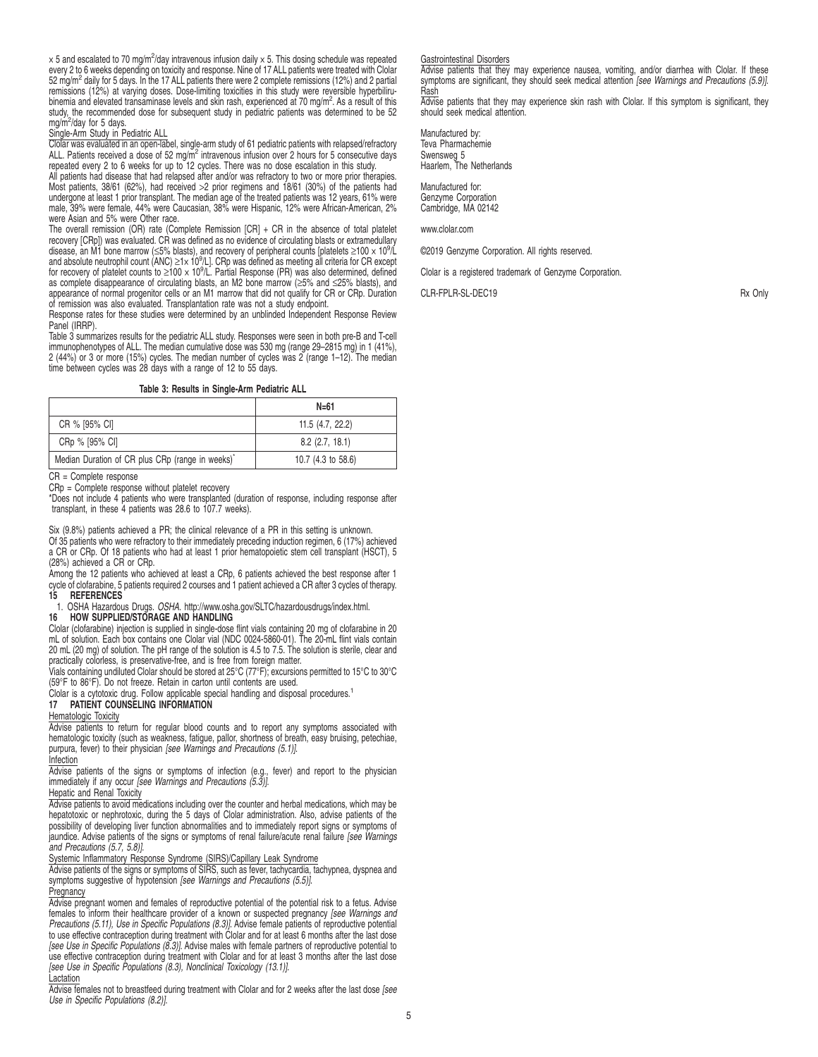× 5 and escalated to 70 mg/m$^2$/day intravenous infusion daily × 5. This dosing schedule was repeated every 2 to 6 weeks depending on toxicity and response. Nine of 17 ALL patients were treated with Clolar 52 mg/m$^2$ daily for 5 days. In the 17 ALL patients there were 2 complete remissions (12%) and 2 partial remissions (12%) at varying doses. Dose-limiting toxicities in this study were reversible hyperbilirubinemia and elevated transaminase levels and skin rash, experienced at 70 mg/m$^2$. As a result of this study, the recommended dose for subsequent study in pediatric patients was determined to be 52 mg/m$^2$/day for 5 days.

Single-Arm Study in Pediatric ALL

Clolar was evaluated in an open-label, single-arm study of 61 pediatric patients with relapsed/refractory ALL. Patients received a dose of 52 mg/m$^2$ intravenous infusion over 2 hours for 5 consecutive days repeated every 2 to 6 weeks for up to 12 cycles. There was no dose escalation in this study.

All patients had disease that had relapsed after and/or was refractory to two or more prior therapies. Most patients, 38/61 (62%), had received >2 prior regimens and 18/61 (30%) of the patients had undergone at least 1 prior transplant. The median age of the treated patients was 12 years, 61% were male, 39% were female, 44% were Caucasian, 38% were Hispanic, 12% were African-American, 2% were Asian and 5% were Other race.

The overall remission (OR) rate (Complete Remission [CR] + CR in the absence of total platelet recovery [CRp]) was evaluated. CR was defined as no evidence of circulating blasts or extramedullary disease, an M1 bone marrow (≤5% blasts), and recovery of peripheral counts [platelets ≥100 × 10$^9$/L and absolute neutrophil count (ANC) ≥1× 10$^9$/L]. CRp was defined as meeting all criteria for CR except for recovery of platelet counts to ≥100 × 10$^9$/L. Partial Response (PR) was also determined, defined as complete disappearance of circulating blasts, an M2 bone marrow (≥5% and ≤25% blasts), and appearance of normal progenitor cells or an M1 marrow that did not qualify for CR or CRp. Duration of remission was also evaluated. Transplantation rate was not a study endpoint.

Response rates for these studies were determined by an unblinded Independent Response Review Panel (IRRP).

Table 3 summarizes results for the pediatric ALL study. Responses were seen in both pre-B and T-cell immunophenotypes of ALL. The median cumulative dose was 530 mg (range 29–2815 mg) in 1 (41%), 2 (44%) or 3 or more (15%) cycles. The median number of cycles was 2 (range 1–12). The median time between cycles was 28 days with a range of 12 to 55 days.

**Table 3: Results in Single-Arm Pediatric ALL**

| | N=61 |
|---|---|
| CR % [95% CI] | 11.5 (4.7, 22.2) |
| CRp % [95% CI] | 8.2 (2.7, 18.1) |
| Median Duration of CR plus CRp (range in weeks)* | 10.7 (4.3 to 58.6) |

CR = Complete response

CRp = Complete response without platelet recovery

*Does not include 4 patients who were transplanted (duration of response, including response after transplant, in these 4 patients was 28.6 to 107.7 weeks).

Six (9.8%) patients achieved a PR; the clinical relevance of a PR in this setting is unknown.

Of 35 patients who were refractory to their immediately preceding induction regimen, 6 (17%) achieved a CR or CRp. Of 18 patients who had at least 1 prior hematopoietic stem cell transplant (HSCT), 5 (28%) achieved a CR or CRp.

Among the 12 patients who achieved at least a CRp, 6 patients achieved the best response after 1 cycle of clofarabine, 5 patients required 2 courses and 1 patient achieved a CR after 3 cycles of therapy.

## 15 REFERENCES

1. OSHA Hazardous Drugs. *OSHA.* http://www.osha.gov/SLTC/hazardousdrugs/index.html.

## 16 HOW SUPPLIED/STORAGE AND HANDLING

Clolar (clofarabine) injection is supplied in single-dose flint vials containing 20 mg of clofarabine in 20 mL of solution. Each box contains one Clolar vial (NDC 0024-5860-01). The 20-mL flint vials contain 20 mL (20 mg) of solution. The pH range of the solution is 4.5 to 7.5. The solution is sterile, clear and practically colorless, is preservative-free, and is free from foreign matter.

Vials containing undiluted Clolar should be stored at 25°C (77°F); excursions permitted to 15°C to 30°C (59°F to 86°F). Do not freeze. Retain in carton until contents are used.

Clolar is a cytotoxic drug. Follow applicable special handling and disposal procedures.[1]

## 17 PATIENT COUNSELING INFORMATION

Hematologic Toxicity

Advise patients to return for regular blood counts and to report any symptoms associated with hematologic toxicity (such as weakness, fatigue, pallor, shortness of breath, easy bruising, petechiae, purpura, fever) to their physician *[see Warnings and Precautions (5.1)]*.

Infection

Advise patients of the signs or symptoms of infection (e.g., fever) and report to the physician immediately if any occur *[see Warnings and Precautions (5.3)]*.

Hepatic and Renal Toxicity

Advise patients to avoid medications including over the counter and herbal medications, which may be hepatotoxic or nephrotoxic, during the 5 days of Clolar administration. Also, advise patients of the possibility of developing liver function abnormalities and to immediately report signs or symptoms of jaundice. Advise patients of the signs or symptoms of renal failure/acute renal failure *[see Warnings and Precautions (5.7, 5.8)]*.

Systemic Inflammatory Response Syndrome (SIRS)/Capillary Leak Syndrome

Advise patients of the signs or symptoms of SIRS, such as fever, tachycardia, tachypnea, dyspnea and symptoms suggestive of hypotension *[see Warnings and Precautions (5.5)]*.

Pregnancy

Advise pregnant women and females of reproductive potential of the potential risk to a fetus. Advise females to inform their healthcare provider of a known or suspected pregnancy *[see Warnings and Precautions (5.11), Use in Specific Populations (8.3)]*. Advise female patients of reproductive potential to use effective contraception during treatment with Clolar and for at least 6 months after the last dose *[see Use in Specific Populations (8.3)]*. Advise males with female partners of reproductive potential to use effective contraception during treatment with Clolar and for at least 3 months after the last dose *[see Use in Specific Populations (8.3), Nonclinical Toxicology (13.1)]*.

Lactation

Advise females not to breastfeed during treatment with Clolar and for 2 weeks after the last dose *[see Use in Specific Populations (8.2)]*.

Gastrointestinal Disorders

Advise patients that they may experience nausea, vomiting, and/or diarrhea with Clolar. If these symptoms are significant, they should seek medical attention *[see Warnings and Precautions (5.9)]*.

Rash

Advise patients that they may experience skin rash with Clolar. If this symptom is significant, they should seek medical attention.

Manufactured by:
Teva Pharmachemie
Swensweg 5
Haarlem, The Netherlands

Manufactured for:
Genzyme Corporation
Cambridge, MA 02142

www.clolar.com

©2019 Genzyme Corporation. All rights reserved.

Clolar is a registered trademark of Genzyme Corporation.

CLR-FPLR-SL-DEC19 Rx Only